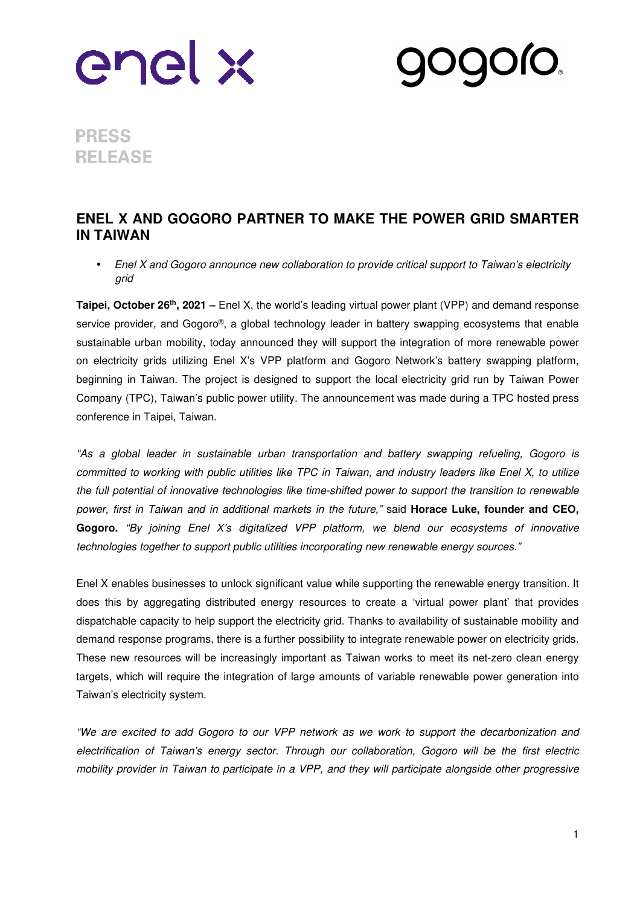enel x

gogoro

PRESS RELEASE

# ENEL X AND GOGORO PARTNER TO MAKE THE POWER GRID SMARTER IN TAIWAN

- *Enel X and Gogoro announce new collaboration to provide critical support to Taiwan's electricity grid*

**Taipei, October 26th, 2021 –** Enel X, the world's leading virtual power plant (VPP) and demand response service provider, and Gogoro®, a global technology leader in battery swapping ecosystems that enable sustainable urban mobility, today announced they will support the integration of more renewable power on electricity grids utilizing Enel X's VPP platform and Gogoro Network's battery swapping platform, beginning in Taiwan. The project is designed to support the local electricity grid run by Taiwan Power Company (TPC), Taiwan's public power utility. The announcement was made during a TPC hosted press conference in Taipei, Taiwan.

*"As a global leader in sustainable urban transportation and battery swapping refueling, Gogoro is committed to working with public utilities like TPC in Taiwan, and industry leaders like Enel X, to utilize the full potential of innovative technologies like time-shifted power to support the transition to renewable power, first in Taiwan and in additional markets in the future,"* said **Horace Luke, founder and CEO, Gogoro.** *"By joining Enel X's digitalized VPP platform, we blend our ecosystems of innovative technologies together to support public utilities incorporating new renewable energy sources."*

Enel X enables businesses to unlock significant value while supporting the renewable energy transition. It does this by aggregating distributed energy resources to create a 'virtual power plant' that provides dispatchable capacity to help support the electricity grid. Thanks to availability of sustainable mobility and demand response programs, there is a further possibility to integrate renewable power on electricity grids. These new resources will be increasingly important as Taiwan works to meet its net-zero clean energy targets, which will require the integration of large amounts of variable renewable power generation into Taiwan's electricity system.

*"We are excited to add Gogoro to our VPP network as we work to support the decarbonization and electrification of Taiwan's energy sector. Through our collaboration, Gogoro will be the first electric mobility provider in Taiwan to participate in a VPP, and they will participate alongside other progressive*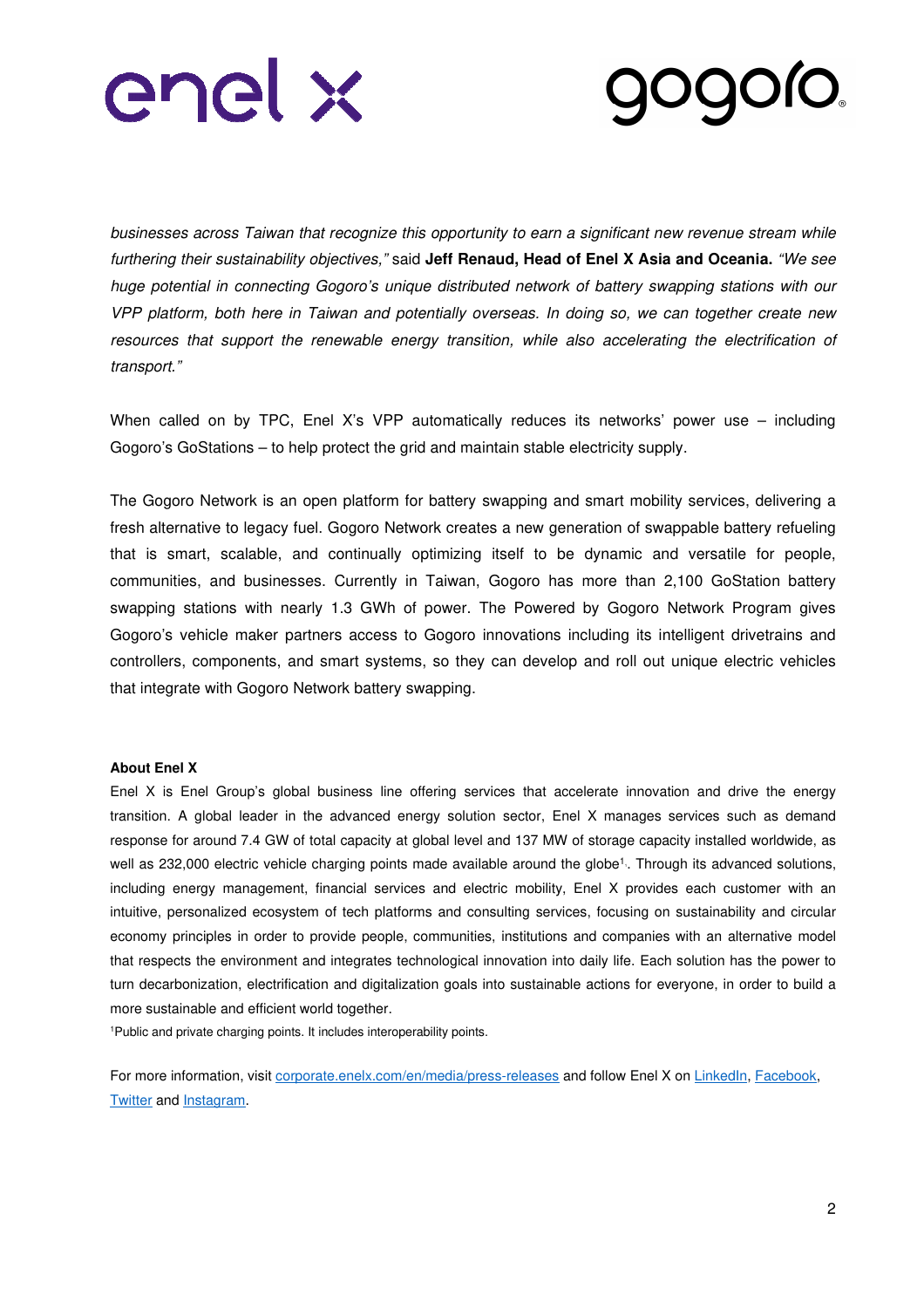*businesses across Taiwan that recognize this opportunity to earn a significant new revenue stream while furthering their sustainability objectives,"* said **Jeff Renaud, Head of Enel X Asia and Oceania.** *"We see huge potential in connecting Gogoro's unique distributed network of battery swapping stations with our VPP platform, both here in Taiwan and potentially overseas. In doing so, we can together create new resources that support the renewable energy transition, while also accelerating the electrification of transport."*

When called on by TPC, Enel X's VPP automatically reduces its networks' power use – including Gogoro's GoStations – to help protect the grid and maintain stable electricity supply.

The Gogoro Network is an open platform for battery swapping and smart mobility services, delivering a fresh alternative to legacy fuel. Gogoro Network creates a new generation of swappable battery refueling that is smart, scalable, and continually optimizing itself to be dynamic and versatile for people, communities, and businesses. Currently in Taiwan, Gogoro has more than 2,100 GoStation battery swapping stations with nearly 1.3 GWh of power. The Powered by Gogoro Network Program gives Gogoro's vehicle maker partners access to Gogoro innovations including its intelligent drivetrains and controllers, components, and smart systems, so they can develop and roll out unique electric vehicles that integrate with Gogoro Network battery swapping.

**About Enel X**

Enel X is Enel Group's global business line offering services that accelerate innovation and drive the energy transition. A global leader in the advanced energy solution sector, Enel X manages services such as demand response for around 7.4 GW of total capacity at global level and 137 MW of storage capacity installed worldwide, as well as 232,000 electric vehicle charging points made available around the globe[1]. Through its advanced solutions, including energy management, financial services and electric mobility, Enel X provides each customer with an intuitive, personalized ecosystem of tech platforms and consulting services, focusing on sustainability and circular economy principles in order to provide people, communities, institutions and companies with an alternative model that respects the environment and integrates technological innovation into daily life. Each solution has the power to turn decarbonization, electrification and digitalization goals into sustainable actions for everyone, in order to build a more sustainable and efficient world together.

[1]Public and private charging points. It includes interoperability points.

For more information, visit corporate.enelx.com/en/media/press-releases and follow Enel X on LinkedIn, Facebook, Twitter and Instagram.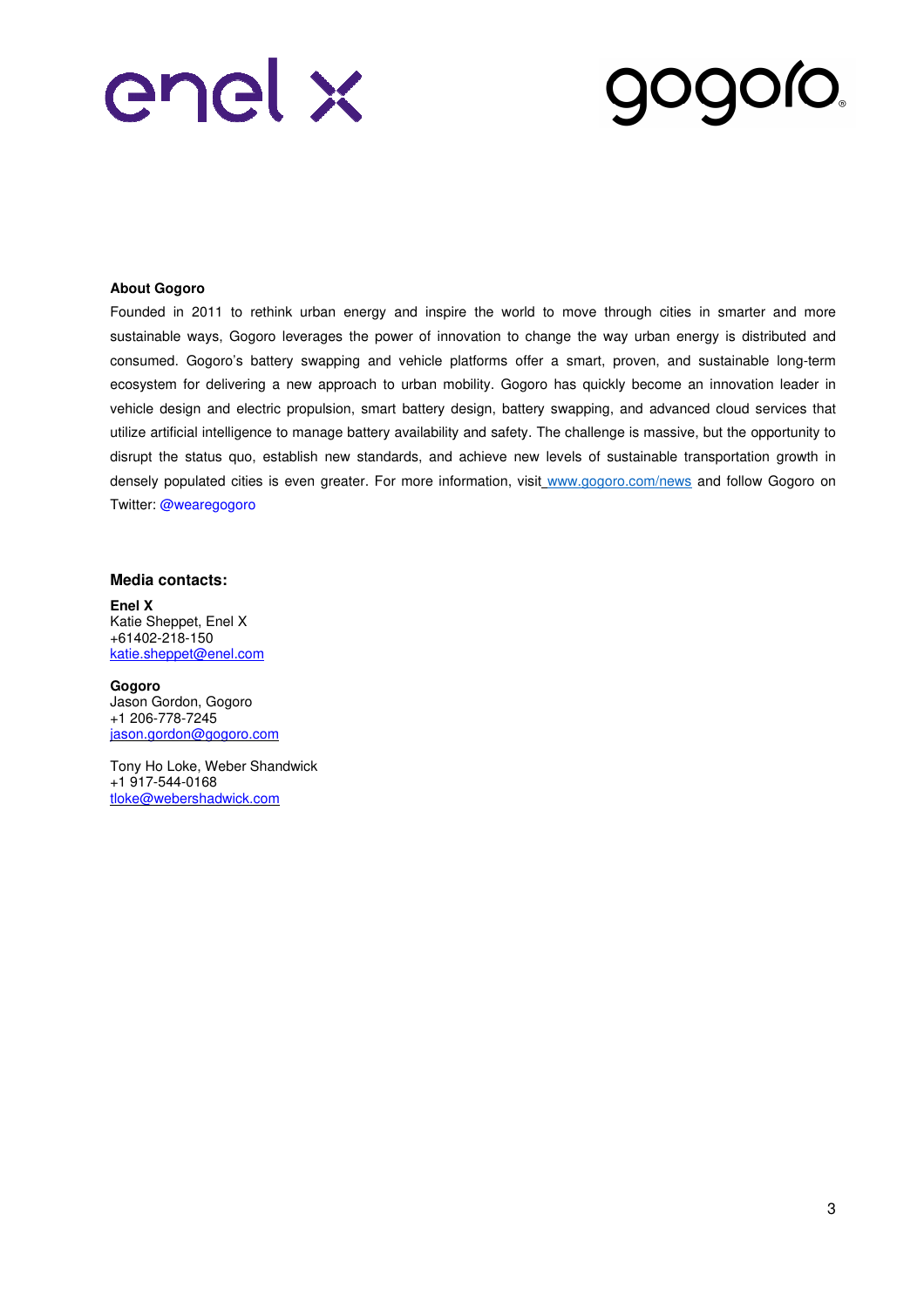**About Gogoro**

Founded in 2011 to rethink urban energy and inspire the world to move through cities in smarter and more sustainable ways, Gogoro leverages the power of innovation to change the way urban energy is distributed and consumed. Gogoro's battery swapping and vehicle platforms offer a smart, proven, and sustainable long-term ecosystem for delivering a new approach to urban mobility. Gogoro has quickly become an innovation leader in vehicle design and electric propulsion, smart battery design, battery swapping, and advanced cloud services that utilize artificial intelligence to manage battery availability and safety. The challenge is massive, but the opportunity to disrupt the status quo, establish new standards, and achieve new levels of sustainable transportation growth in densely populated cities is even greater. For more information, visit www.gogoro.com/news and follow Gogoro on Twitter: @wearegogoro

**Media contacts:**

**Enel X**
Katie Sheppet, Enel X
+61402-218-150
katie.sheppet@enel.com

**Gogoro**
Jason Gordon, Gogoro
+1 206-778-7245
jason.gordon@gogoro.com

Tony Ho Loke, Weber Shandwick
+1 917-544-0168
tloke@webershadwick.com